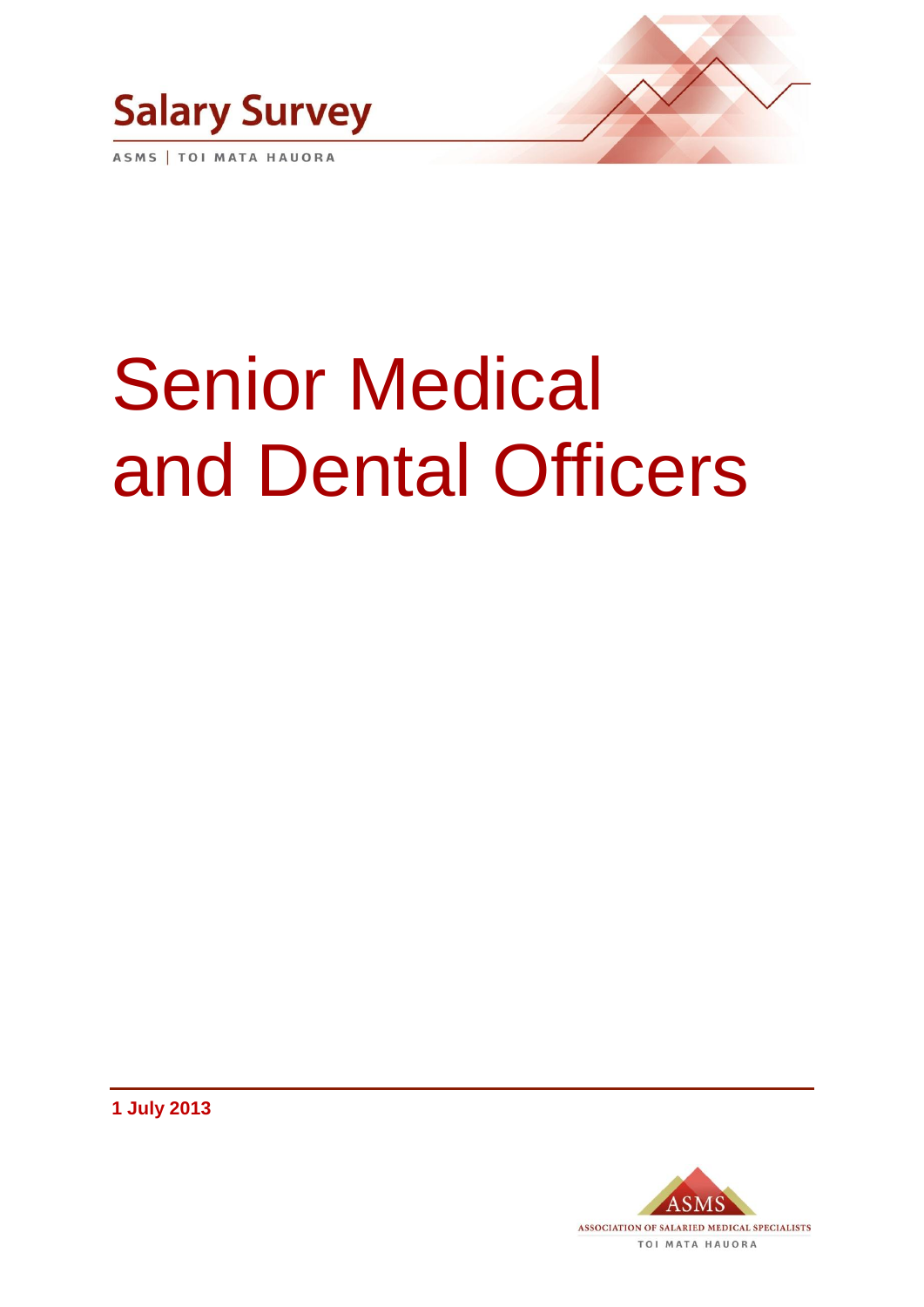Salary Survey

ASMS | TOI MATA HAUORA

# Senior Medical and Dental Officers

**1 July 2013**

ASMS

ASSOCIATION OF SALARIED MEDICAL SPECIALISTS

TOI MATA HAUORA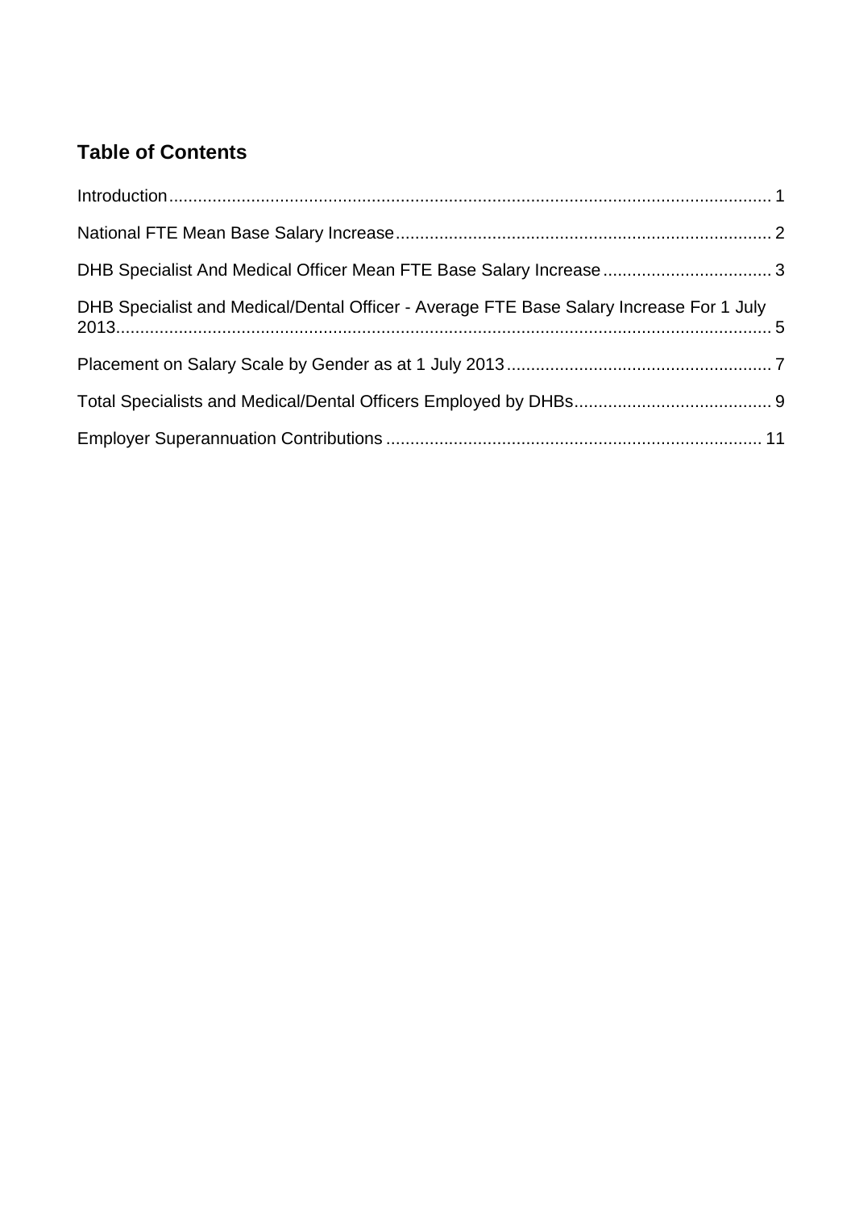## Table of Contents

Introduction ........................................................................................................................ 1

National FTE Mean Base Salary Increase ............................................................................. 2

DHB Specialist And Medical Officer Mean FTE Base Salary Increase .................................. 3

DHB Specialist and Medical/Dental Officer - Average FTE Base Salary Increase For 1 July 2013 ....................................................................................................................... 5

Placement on Salary Scale by Gender as at 1 July 2013 ...................................................... 7

Total Specialists and Medical/Dental Officers Employed by DHBs ........................................ 9

Employer Superannuation Contributions ............................................................................. 11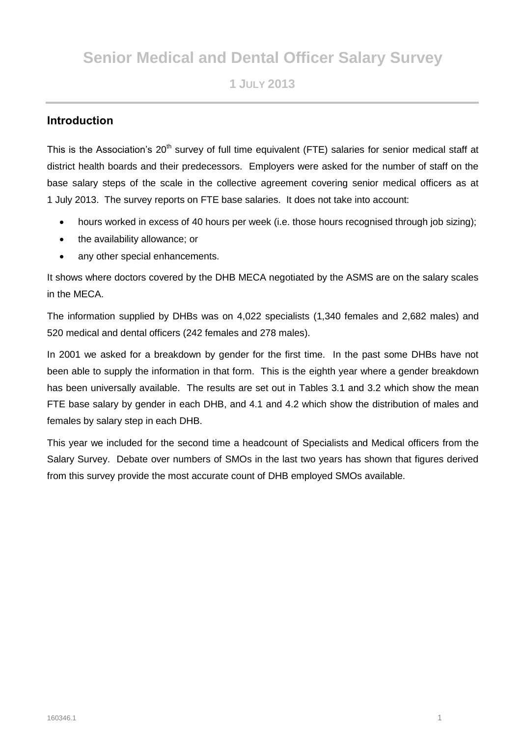# Senior Medical and Dental Officer Salary Survey

**1 JULY 2013**

## Introduction

This is the Association's 20th survey of full time equivalent (FTE) salaries for senior medical staff at district health boards and their predecessors. Employers were asked for the number of staff on the base salary steps of the scale in the collective agreement covering senior medical officers as at 1 July 2013. The survey reports on FTE base salaries. It does not take into account:

- hours worked in excess of 40 hours per week (i.e. those hours recognised through job sizing);
- the availability allowance; or
- any other special enhancements.

It shows where doctors covered by the DHB MECA negotiated by the ASMS are on the salary scales in the MECA.

The information supplied by DHBs was on 4,022 specialists (1,340 females and 2,682 males) and 520 medical and dental officers (242 females and 278 males).

In 2001 we asked for a breakdown by gender for the first time. In the past some DHBs have not been able to supply the information in that form. This is the eighth year where a gender breakdown has been universally available. The results are set out in Tables 3.1 and 3.2 which show the mean FTE base salary by gender in each DHB, and 4.1 and 4.2 which show the distribution of males and females by salary step in each DHB.

This year we included for the second time a headcount of Specialists and Medical officers from the Salary Survey. Debate over numbers of SMOs in the last two years has shown that figures derived from this survey provide the most accurate count of DHB employed SMOs available.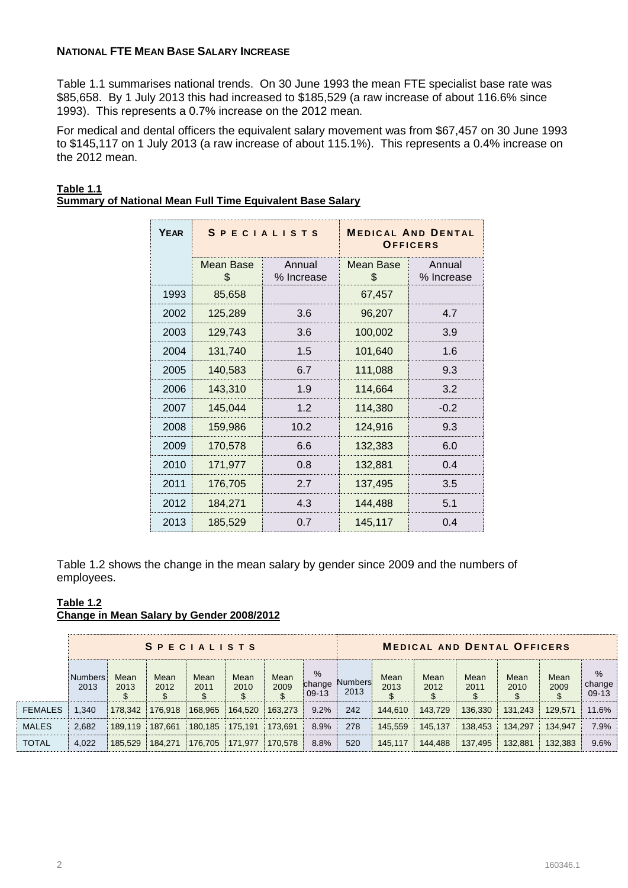**NATIONAL FTE MEAN BASE SALARY INCREASE**

Table 1.1 summarises national trends. On 30 June 1993 the mean FTE specialist base rate was \$85,658. By 1 July 2013 this had increased to \$185,529 (a raw increase of about 116.6% since 1993). This represents a 0.7% increase on the 2012 mean.

For medical and dental officers the equivalent salary movement was from \$67,457 on 30 June 1993 to \$145,117 on 1 July 2013 (a raw increase of about 115.1%). This represents a 0.4% increase on the 2012 mean.

**Table 1.1**
**Summary of National Mean Full Time Equivalent Base Salary**

| YEAR | SPECIALISTS | | MEDICAL AND DENTAL OFFICERS | |
|---|---|---|---|---|
| | Mean Base $ | Annual % Increase | Mean Base $ | Annual % Increase |
| 1993 | 85,658 | | 67,457 | |
| 2002 | 125,289 | 3.6 | 96,207 | 4.7 |
| 2003 | 129,743 | 3.6 | 100,002 | 3.9 |
| 2004 | 131,740 | 1.5 | 101,640 | 1.6 |
| 2005 | 140,583 | 6.7 | 111,088 | 9.3 |
| 2006 | 143,310 | 1.9 | 114,664 | 3.2 |
| 2007 | 145,044 | 1.2 | 114,380 | -0.2 |
| 2008 | 159,986 | 10.2 | 124,916 | 9.3 |
| 2009 | 170,578 | 6.6 | 132,383 | 6.0 |
| 2010 | 171,977 | 0.8 | 132,881 | 0.4 |
| 2011 | 176,705 | 2.7 | 137,495 | 3.5 |
| 2012 | 184,271 | 4.3 | 144,488 | 5.1 |
| 2013 | 185,529 | 0.7 | 145,117 | 0.4 |

Table 1.2 shows the change in the mean salary by gender since 2009 and the numbers of employees.

**Table 1.2**
**Change in Mean Salary by Gender 2008/2012**

| | SPECIALISTS | | | | | | | MEDICAL AND DENTAL OFFICERS | | | | | | |
|---|---|---|---|---|---|---|---|---|---|---|---|---|---|---|
| | Numbers 2013 | Mean 2013 $ | Mean 2012 $ | Mean 2011 $ | Mean 2010 $ | Mean 2009 $ | % change 09-13 | Numbers 2013 | Mean 2013 $ | Mean 2012 $ | Mean 2011 $ | Mean 2010 $ | Mean 2009 $ | % change 09-13 |
| FEMALES | 1,340 | 178,342 | 176,918 | 168,965 | 164,520 | 163,273 | 9.2% | 242 | 144,610 | 143,729 | 136,330 | 131,243 | 129,571 | 11.6% |
| MALES | 2,682 | 189,119 | 187,661 | 180,185 | 175,191 | 173,691 | 8.9% | 278 | 145,559 | 145,137 | 138,453 | 134,297 | 134,947 | 7.9% |
| TOTAL | 4,022 | 185,529 | 184,271 | 176,705 | 171,977 | 170,578 | 8.8% | 520 | 145,117 | 144,488 | 137,495 | 132,881 | 132,383 | 9.6% |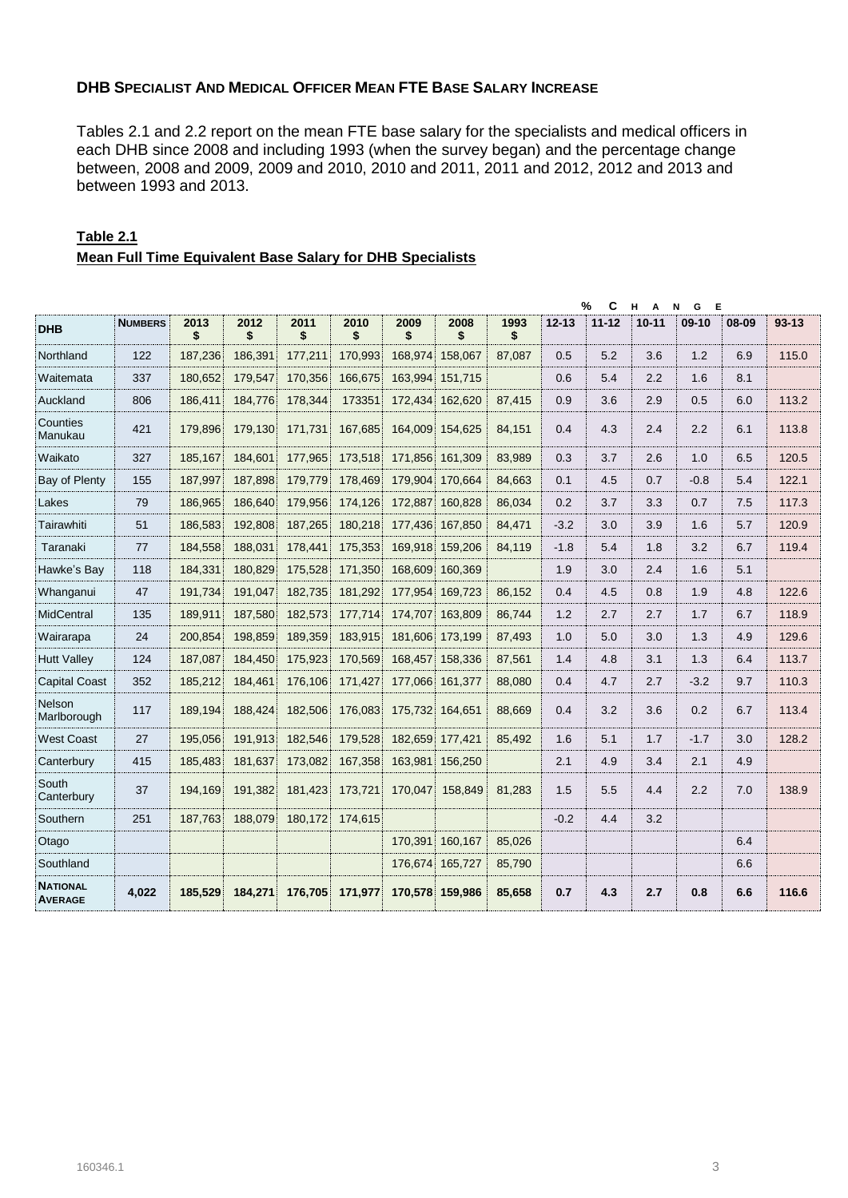**DHB SPECIALIST AND MEDICAL OFFICER MEAN FTE BASE SALARY INCREASE**

Tables 2.1 and 2.2 report on the mean FTE base salary for the specialists and medical officers in each DHB since 2008 and including 1993 (when the survey began) and the percentage change between, 2008 and 2009, 2009 and 2010, 2010 and 2011, 2011 and 2012, 2012 and 2013 and between 1993 and 2013.

**Table 2.1**

**Mean Full Time Equivalent Base Salary for DHB Specialists**

| | | | | | | | | | % CHANGE | | | | | | |
|---|---|---|---|---|---|---|---|---|---|---|---|---|---|---|---|
| **DHB** | **NUMBERS** | **2013 $** | **2012 $** | **2011 $** | **2010 $** | **2009 $** | **2008 $** | **1993 $** | **12-13** | **11-12** | **10-11** | **09-10** | **08-09** | **93-13** |
| Northland | 122 | 187,236 | 186,391 | 177,211 | 170,993 | 168,974 | 158,067 | 87,087 | 0.5 | 5.2 | 3.6 | 1.2 | 6.9 | 115.0 |
| Waitemata | 337 | 180,652 | 179,547 | 170,356 | 166,675 | 163,994 | 151,715 | | 0.6 | 5.4 | 2.2 | 1.6 | 8.1 | |
| Auckland | 806 | 186,411 | 184,776 | 178,344 | 173351 | 172,434 | 162,620 | 87,415 | 0.9 | 3.6 | 2.9 | 0.5 | 6.0 | 113.2 |
| Counties Manukau | 421 | 179,896 | 179,130 | 171,731 | 167,685 | 164,009 | 154,625 | 84,151 | 0.4 | 4.3 | 2.4 | 2.2 | 6.1 | 113.8 |
| Waikato | 327 | 185,167 | 184,601 | 177,965 | 173,518 | 171,856 | 161,309 | 83,989 | 0.3 | 3.7 | 2.6 | 1.0 | 6.5 | 120.5 |
| Bay of Plenty | 155 | 187,997 | 187,898 | 179,779 | 178,469 | 179,904 | 170,664 | 84,663 | 0.1 | 4.5 | 0.7 | -0.8 | 5.4 | 122.1 |
| Lakes | 79 | 186,965 | 186,640 | 179,956 | 174,126 | 172,887 | 160,828 | 86,034 | 0.2 | 3.7 | 3.3 | 0.7 | 7.5 | 117.3 |
| Tairawhiti | 51 | 186,583 | 192,808 | 187,265 | 180,218 | 177,436 | 167,850 | 84,471 | -3.2 | 3.0 | 3.9 | 1.6 | 5.7 | 120.9 |
| Taranaki | 77 | 184,558 | 188,031 | 178,441 | 175,353 | 169,918 | 159,206 | 84,119 | -1.8 | 5.4 | 1.8 | 3.2 | 6.7 | 119.4 |
| Hawke's Bay | 118 | 184,331 | 180,829 | 175,528 | 171,350 | 168,609 | 160,369 | | 1.9 | 3.0 | 2.4 | 1.6 | 5.1 | |
| Whanganui | 47 | 191,734 | 191,047 | 182,735 | 181,292 | 177,954 | 169,723 | 86,152 | 0.4 | 4.5 | 0.8 | 1.9 | 4.8 | 122.6 |
| MidCentral | 135 | 189,911 | 187,580 | 182,573 | 177,714 | 174,707 | 163,809 | 86,744 | 1.2 | 2.7 | 2.7 | 1.7 | 6.7 | 118.9 |
| Wairarapa | 24 | 200,854 | 198,859 | 189,359 | 183,915 | 181,606 | 173,199 | 87,493 | 1.0 | 5.0 | 3.0 | 1.3 | 4.9 | 129.6 |
| Hutt Valley | 124 | 187,087 | 184,450 | 175,923 | 170,569 | 168,457 | 158,336 | 87,561 | 1.4 | 4.8 | 3.1 | 1.3 | 6.4 | 113.7 |
| Capital Coast | 352 | 185,212 | 184,461 | 176,106 | 171,427 | 177,066 | 161,377 | 88,080 | 0.4 | 4.7 | 2.7 | -3.2 | 9.7 | 110.3 |
| Nelson Marlborough | 117 | 189,194 | 188,424 | 182,506 | 176,083 | 175,732 | 164,651 | 88,669 | 0.4 | 3.2 | 3.6 | 0.2 | 6.7 | 113.4 |
| West Coast | 27 | 195,056 | 191,913 | 182,546 | 179,528 | 182,659 | 177,421 | 85,492 | 1.6 | 5.1 | 1.7 | -1.7 | 3.0 | 128.2 |
| Canterbury | 415 | 185,483 | 181,637 | 173,082 | 167,358 | 163,981 | 156,250 | | 2.1 | 4.9 | 3.4 | 2.1 | 4.9 | |
| South Canterbury | 37 | 194,169 | 191,382 | 181,423 | 173,721 | 170,047 | 158,849 | 81,283 | 1.5 | 5.5 | 4.4 | 2.2 | 7.0 | 138.9 |
| Southern | 251 | 187,763 | 188,079 | 180,172 | 174,615 | | | | -0.2 | 4.4 | 3.2 | | | |
| Otago | | | | | | 170,391 | 160,167 | 85,026 | | | | | 6.4 | |
| Southland | | | | | | 176,674 | 165,727 | 85,790 | | | | | 6.6 | |
| **NATIONAL AVERAGE** | **4,022** | **185,529** | **184,271** | **176,705** | **171,977** | **170,578** | **159,986** | **85,658** | **0.7** | **4.3** | **2.7** | **0.8** | **6.6** | **116.6** |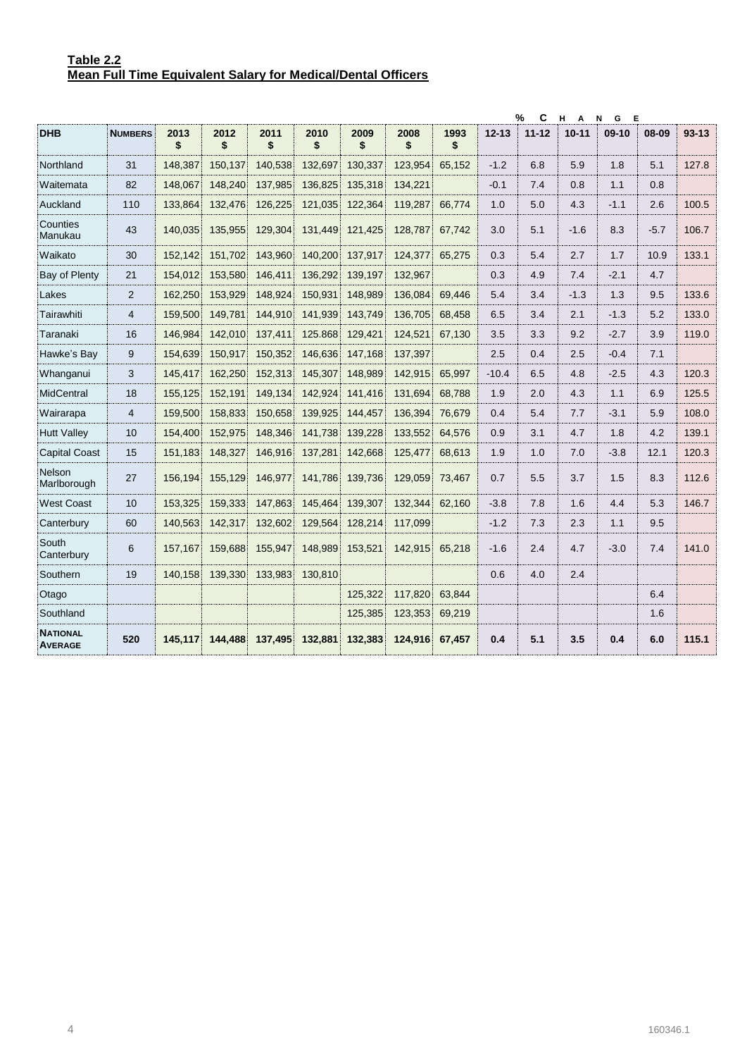**Table 2.2**
**Mean Full Time Equivalent Salary for Medical/Dental Officers**

| DHB | Numbers | 2013 $ | 2012 $ | 2011 $ | 2010 $ | 2009 $ | 2008 $ | 1993 $ | % Change 12-13 | 11-12 | 10-11 | 09-10 | 08-09 | 93-13 |
|---|---|---|---|---|---|---|---|---|---|---|---|---|---|---|
| Northland | 31 | 148,387 | 150,137 | 140,538 | 132,697 | 130,337 | 123,954 | 65,152 | -1.2 | 6.8 | 5.9 | 1.8 | 5.1 | 127.8 |
| Waitemata | 82 | 148,067 | 148,240 | 137,985 | 136,825 | 135,318 | 134,221 | | -0.1 | 7.4 | 0.8 | 1.1 | 0.8 | |
| Auckland | 110 | 133,864 | 132,476 | 126,225 | 121,035 | 122,364 | 119,287 | 66,774 | 1.0 | 5.0 | 4.3 | -1.1 | 2.6 | 100.5 |
| Counties Manukau | 43 | 140,035 | 135,955 | 129,304 | 131,449 | 121,425 | 128,787 | 67,742 | 3.0 | 5.1 | -1.6 | 8.3 | -5.7 | 106.7 |
| Waikato | 30 | 152,142 | 151,702 | 143,960 | 140,200 | 137,917 | 124,377 | 65,275 | 0.3 | 5.4 | 2.7 | 1.7 | 10.9 | 133.1 |
| Bay of Plenty | 21 | 154,012 | 153,580 | 146,411 | 136,292 | 139,197 | 132,967 | | 0.3 | 4.9 | 7.4 | -2.1 | 4.7 | |
| Lakes | 2 | 162,250 | 153,929 | 148,924 | 150,931 | 148,989 | 136,084 | 69,446 | 5.4 | 3.4 | -1.3 | 1.3 | 9.5 | 133.6 |
| Tairawhiti | 4 | 159,500 | 149,781 | 144,910 | 141,939 | 143,749 | 136,705 | 68,458 | 6.5 | 3.4 | 2.1 | -1.3 | 5.2 | 133.0 |
| Taranaki | 16 | 146,984 | 142,010 | 137,411 | 125,868 | 129,421 | 124,521 | 67,130 | 3.5 | 3.3 | 9.2 | -2.7 | 3.9 | 119.0 |
| Hawke's Bay | 9 | 154,639 | 150,917 | 150,352 | 146,636 | 147,168 | 137,397 | | 2.5 | 0.4 | 2.5 | -0.4 | 7.1 | |
| Whanganui | 3 | 145,417 | 162,250 | 152,313 | 145,307 | 148,989 | 142,915 | 65,997 | -10.4 | 6.5 | 4.8 | -2.5 | 4.3 | 120.3 |
| MidCentral | 18 | 155,125 | 152,191 | 149,134 | 142,924 | 141,416 | 131,694 | 68,788 | 1.9 | 2.0 | 4.3 | 1.1 | 6.9 | 125.5 |
| Wairarapa | 4 | 159,500 | 158,833 | 150,658 | 139,925 | 144,457 | 136,394 | 76,679 | 0.4 | 5.4 | 7.7 | -3.1 | 5.9 | 108.0 |
| Hutt Valley | 10 | 154,400 | 152,975 | 148,346 | 141,738 | 139,228 | 133,552 | 64,576 | 0.9 | 3.1 | 4.7 | 1.8 | 4.2 | 139.1 |
| Capital Coast | 15 | 151,183 | 148,327 | 146,916 | 137,281 | 142,668 | 125,477 | 68,613 | 1.9 | 1.0 | 7.0 | -3.8 | 12.1 | 120.3 |
| Nelson Marlborough | 27 | 156,194 | 155,129 | 146,977 | 141,786 | 139,736 | 129,059 | 73,467 | 0.7 | 5.5 | 3.7 | 1.5 | 8.3 | 112.6 |
| West Coast | 10 | 153,325 | 159,333 | 147,863 | 145,464 | 139,307 | 132,344 | 62,160 | -3.8 | 7.8 | 1.6 | 4.4 | 5.3 | 146.7 |
| Canterbury | 60 | 140,563 | 142,317 | 132,602 | 129,564 | 128,214 | 117,099 | | -1.2 | 7.3 | 2.3 | 1.1 | 9.5 | |
| South Canterbury | 6 | 157,167 | 159,688 | 155,947 | 148,989 | 153,521 | 142,915 | 65,218 | -1.6 | 2.4 | 4.7 | -3.0 | 7.4 | 141.0 |
| Southern | 19 | 140,158 | 139,330 | 133,983 | 130,810 | | | | 0.6 | 4.0 | 2.4 | | | |
| Otago | | | | | | 125,322 | 117,820 | 63,844 | | | | | 6.4 | |
| Southland | | | | | | 125,385 | 123,353 | 69,219 | | | | | 1.6 | |
| **National Average** | **520** | **145,117** | **144,488** | **137,495** | **132,881** | **132,383** | **124,916** | **67,457** | **0.4** | **5.1** | **3.5** | **0.4** | **6.0** | **115.1** |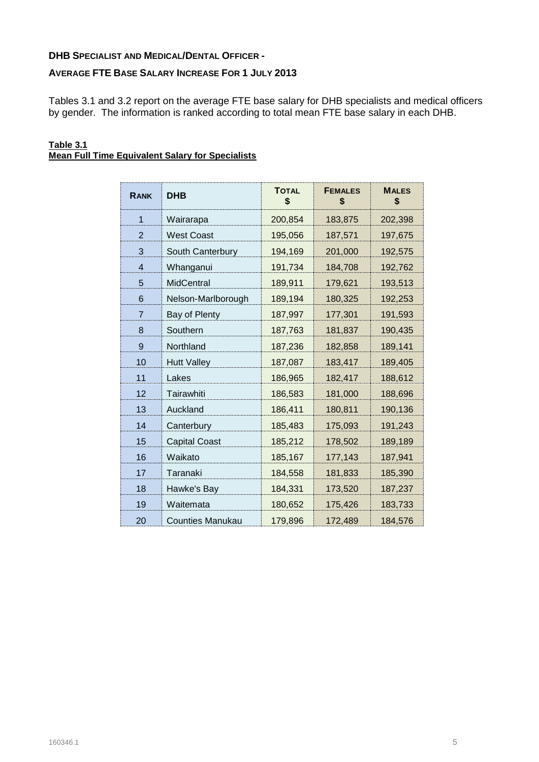**DHB SPECIALIST AND MEDICAL/DENTAL OFFICER -**

**AVERAGE FTE BASE SALARY INCREASE FOR 1 JULY 2013**

Tables 3.1 and 3.2 report on the average FTE base salary for DHB specialists and medical officers by gender. The information is ranked according to total mean FTE base salary in each DHB.

**Table 3.1**
**Mean Full Time Equivalent Salary for Specialists**

| RANK | DHB | TOTAL $ | FEMALES $ | MALES $ |
|---|---|---|---|---|
| 1 | Wairarapa | 200,854 | 183,875 | 202,398 |
| 2 | West Coast | 195,056 | 187,571 | 197,675 |
| 3 | South Canterbury | 194,169 | 201,000 | 192,575 |
| 4 | Whanganui | 191,734 | 184,708 | 192,762 |
| 5 | MidCentral | 189,911 | 179,621 | 193,513 |
| 6 | Nelson-Marlborough | 189,194 | 180,325 | 192,253 |
| 7 | Bay of Plenty | 187,997 | 177,301 | 191,593 |
| 8 | Southern | 187,763 | 181,837 | 190,435 |
| 9 | Northland | 187,236 | 182,858 | 189,141 |
| 10 | Hutt Valley | 187,087 | 183,417 | 189,405 |
| 11 | Lakes | 186,965 | 182,417 | 188,612 |
| 12 | Tairawhiti | 186,583 | 181,000 | 188,696 |
| 13 | Auckland | 186,411 | 180,811 | 190,136 |
| 14 | Canterbury | 185,483 | 175,093 | 191,243 |
| 15 | Capital Coast | 185,212 | 178,502 | 189,189 |
| 16 | Waikato | 185,167 | 177,143 | 187,941 |
| 17 | Taranaki | 184,558 | 181,833 | 185,390 |
| 18 | Hawke's Bay | 184,331 | 173,520 | 187,237 |
| 19 | Waitemata | 180,652 | 175,426 | 183,733 |
| 20 | Counties Manukau | 179,896 | 172,489 | 184,576 |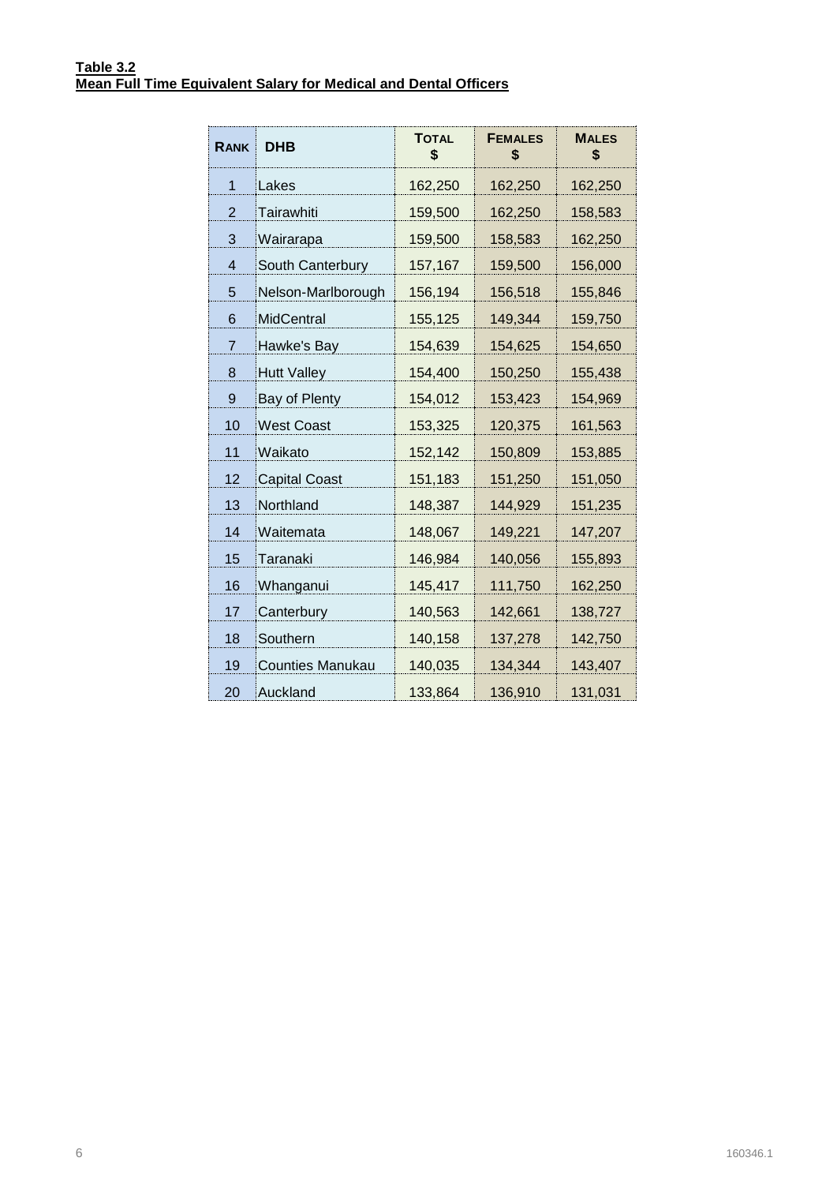**Table 3.2**
**Mean Full Time Equivalent Salary for Medical and Dental Officers**

| Rank | DHB | Total $ | Females $ | Males $ |
|---|---|---|---|---|
| 1 | Lakes | 162,250 | 162,250 | 162,250 |
| 2 | Tairawhiti | 159,500 | 162,250 | 158,583 |
| 3 | Wairarapa | 159,500 | 158,583 | 162,250 |
| 4 | South Canterbury | 157,167 | 159,500 | 156,000 |
| 5 | Nelson-Marlborough | 156,194 | 156,518 | 155,846 |
| 6 | MidCentral | 155,125 | 149,344 | 159,750 |
| 7 | Hawke's Bay | 154,639 | 154,625 | 154,650 |
| 8 | Hutt Valley | 154,400 | 150,250 | 155,438 |
| 9 | Bay of Plenty | 154,012 | 153,423 | 154,969 |
| 10 | West Coast | 153,325 | 120,375 | 161,563 |
| 11 | Waikato | 152,142 | 150,809 | 153,885 |
| 12 | Capital Coast | 151,183 | 151,250 | 151,050 |
| 13 | Northland | 148,387 | 144,929 | 151,235 |
| 14 | Waitemata | 148,067 | 149,221 | 147,207 |
| 15 | Taranaki | 146,984 | 140,056 | 155,893 |
| 16 | Whanganui | 145,417 | 111,750 | 162,250 |
| 17 | Canterbury | 140,563 | 142,661 | 138,727 |
| 18 | Southern | 140,158 | 137,278 | 142,750 |
| 19 | Counties Manukau | 140,035 | 134,344 | 143,407 |
| 20 | Auckland | 133,864 | 136,910 | 131,031 |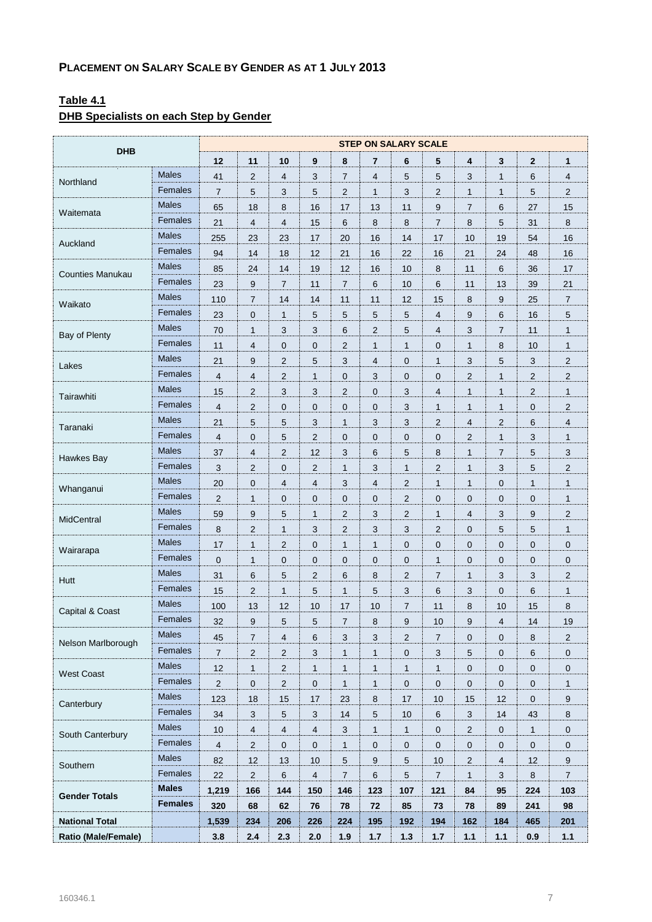**PLACEMENT ON SALARY SCALE BY GENDER AS AT 1 JULY 2013**

**Table 4.1**
**DHB Specialists on each Step by Gender**

| DHB | | STEP ON SALARY SCALE | | | | | | | | | | | |
|---|---|---|---|---|---|---|---|---|---|---|---|---|---|
| | | 12 | 11 | 10 | 9 | 8 | 7 | 6 | 5 | 4 | 3 | 2 | 1 |
| Northland | Males | 41 | 2 | 4 | 3 | 7 | 4 | 5 | 5 | 3 | 1 | 6 | 4 |
| | Females | 7 | 5 | 3 | 5 | 2 | 1 | 3 | 2 | 1 | 1 | 5 | 2 |
| Waitemata | Males | 65 | 18 | 8 | 16 | 17 | 13 | 11 | 9 | 7 | 6 | 27 | 15 |
| | Females | 21 | 4 | 4 | 15 | 6 | 8 | 8 | 7 | 8 | 5 | 31 | 8 |
| Auckland | Males | 255 | 23 | 23 | 17 | 20 | 16 | 14 | 17 | 10 | 19 | 54 | 16 |
| | Females | 94 | 14 | 18 | 12 | 21 | 16 | 22 | 16 | 21 | 24 | 48 | 16 |
| Counties Manukau | Males | 85 | 24 | 14 | 19 | 12 | 16 | 10 | 8 | 11 | 6 | 36 | 17 |
| | Females | 23 | 9 | 7 | 11 | 7 | 6 | 10 | 6 | 11 | 13 | 39 | 21 |
| Waikato | Males | 110 | 7 | 14 | 14 | 11 | 11 | 12 | 15 | 8 | 9 | 25 | 7 |
| | Females | 23 | 0 | 1 | 5 | 5 | 5 | 5 | 4 | 9 | 6 | 16 | 5 |
| Bay of Plenty | Males | 70 | 1 | 3 | 3 | 6 | 2 | 5 | 4 | 3 | 7 | 11 | 1 |
| | Females | 11 | 4 | 0 | 0 | 2 | 1 | 1 | 0 | 1 | 8 | 10 | 1 |
| Lakes | Males | 21 | 9 | 2 | 5 | 3 | 4 | 0 | 1 | 3 | 5 | 3 | 2 |
| | Females | 4 | 4 | 2 | 1 | 0 | 3 | 0 | 0 | 2 | 1 | 2 | 2 |
| Tairawhiti | Males | 15 | 2 | 3 | 3 | 2 | 0 | 3 | 4 | 1 | 1 | 2 | 1 |
| | Females | 4 | 2 | 0 | 0 | 0 | 0 | 3 | 1 | 1 | 1 | 0 | 2 |
| Taranaki | Males | 21 | 5 | 5 | 3 | 1 | 3 | 3 | 2 | 4 | 2 | 6 | 4 |
| | Females | 4 | 0 | 5 | 2 | 0 | 0 | 0 | 0 | 2 | 1 | 3 | 1 |
| Hawkes Bay | Males | 37 | 4 | 2 | 12 | 3 | 6 | 5 | 8 | 1 | 7 | 5 | 3 |
| | Females | 3 | 2 | 0 | 2 | 1 | 3 | 1 | 2 | 1 | 3 | 5 | 2 |
| Whanganui | Males | 20 | 0 | 4 | 4 | 3 | 4 | 2 | 1 | 1 | 0 | 1 | 1 |
| | Females | 2 | 1 | 0 | 0 | 0 | 0 | 2 | 0 | 0 | 0 | 0 | 1 |
| MidCentral | Males | 59 | 9 | 5 | 1 | 2 | 3 | 2 | 1 | 4 | 3 | 9 | 2 |
| | Females | 8 | 2 | 1 | 3 | 2 | 3 | 3 | 2 | 0 | 5 | 5 | 1 |
| Wairarapa | Males | 17 | 1 | 2 | 0 | 1 | 1 | 0 | 0 | 0 | 0 | 0 | 0 |
| | Females | 0 | 1 | 0 | 0 | 0 | 0 | 0 | 1 | 0 | 0 | 0 | 0 |
| Hutt | Males | 31 | 6 | 5 | 2 | 6 | 8 | 2 | 7 | 1 | 3 | 3 | 2 |
| | Females | 15 | 2 | 1 | 5 | 1 | 5 | 3 | 6 | 3 | 0 | 6 | 1 |
| Capital & Coast | Males | 100 | 13 | 12 | 10 | 17 | 10 | 7 | 11 | 8 | 10 | 15 | 8 |
| | Females | 32 | 9 | 5 | 5 | 7 | 8 | 9 | 10 | 9 | 4 | 14 | 19 |
| Nelson Marlborough | Males | 45 | 7 | 4 | 6 | 3 | 3 | 2 | 7 | 0 | 0 | 8 | 2 |
| | Females | 7 | 2 | 2 | 3 | 1 | 1 | 0 | 3 | 5 | 0 | 6 | 0 |
| West Coast | Males | 12 | 1 | 2 | 1 | 1 | 1 | 1 | 1 | 0 | 0 | 0 | 0 |
| | Females | 2 | 0 | 2 | 0 | 1 | 1 | 0 | 0 | 0 | 0 | 0 | 1 |
| Canterbury | Males | 123 | 18 | 15 | 17 | 23 | 8 | 17 | 10 | 15 | 12 | 0 | 9 |
| | Females | 34 | 3 | 5 | 3 | 14 | 5 | 10 | 6 | 3 | 14 | 43 | 8 |
| South Canterbury | Males | 10 | 4 | 4 | 4 | 3 | 1 | 1 | 0 | 2 | 0 | 1 | 0 |
| | Females | 4 | 2 | 0 | 0 | 1 | 0 | 0 | 0 | 0 | 0 | 0 | 0 |
| Southern | Males | 82 | 12 | 13 | 10 | 5 | 9 | 5 | 10 | 2 | 4 | 12 | 9 |
| | Females | 22 | 2 | 6 | 4 | 7 | 6 | 5 | 7 | 1 | 3 | 8 | 7 |
| **Gender Totals** | **Males** | **1,219** | **166** | **144** | **150** | **146** | **123** | **107** | **121** | **84** | **95** | **224** | **103** |
| | **Females** | **320** | **68** | **62** | **76** | **78** | **72** | **85** | **73** | **78** | **89** | **241** | **98** |
| **National Total** | | **1,539** | **234** | **206** | **226** | **224** | **195** | **192** | **194** | **162** | **184** | **465** | **201** |
| **Ratio (Male/Female)** | | **3.8** | **2.4** | **2.3** | **2.0** | **1.9** | **1.7** | **1.3** | **1.7** | **1.1** | **1.1** | **0.9** | **1.1** |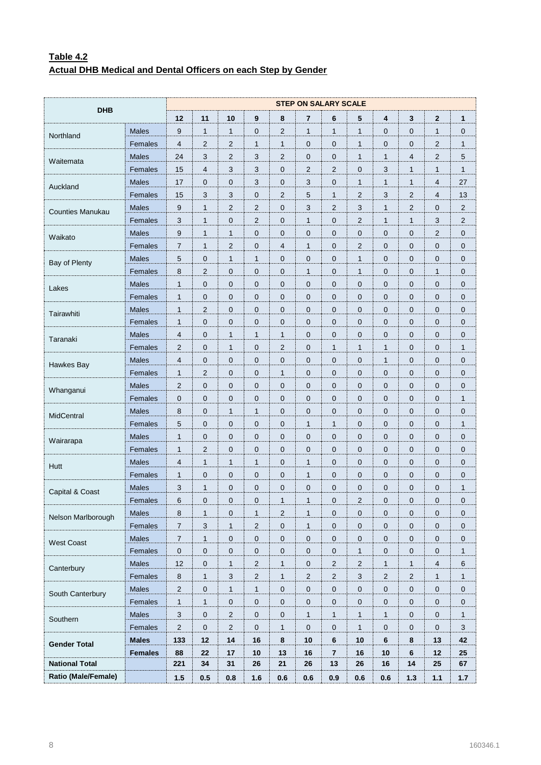**Table 4.2**
**Actual DHB Medical and Dental Officers on each Step by Gender**

| DHB | | STEP ON SALARY SCALE | | | | | | | | | | | |
|---|---|---|---|---|---|---|---|---|---|---|---|---|---|
| | | 12 | 11 | 10 | 9 | 8 | 7 | 6 | 5 | 4 | 3 | 2 | 1 |
| Northland | Males | 9 | 1 | 1 | 0 | 2 | 1 | 1 | 1 | 0 | 0 | 1 | 0 |
| | Females | 4 | 2 | 2 | 1 | 1 | 0 | 0 | 1 | 0 | 0 | 2 | 1 |
| Waitemata | Males | 24 | 3 | 2 | 3 | 2 | 0 | 0 | 1 | 1 | 4 | 2 | 5 |
| | Females | 15 | 4 | 3 | 3 | 0 | 2 | 2 | 0 | 3 | 1 | 1 | 1 |
| Auckland | Males | 17 | 0 | 0 | 3 | 0 | 3 | 0 | 1 | 1 | 1 | 4 | 27 |
| | Females | 15 | 3 | 3 | 0 | 2 | 5 | 1 | 2 | 3 | 2 | 4 | 13 |
| Counties Manukau | Males | 9 | 1 | 2 | 2 | 0 | 3 | 2 | 3 | 1 | 2 | 0 | 2 |
| | Females | 3 | 1 | 0 | 2 | 0 | 1 | 0 | 2 | 1 | 1 | 3 | 2 |
| Waikato | Males | 9 | 1 | 1 | 0 | 0 | 0 | 0 | 0 | 0 | 0 | 2 | 0 |
| | Females | 7 | 1 | 2 | 0 | 4 | 1 | 0 | 2 | 0 | 0 | 0 | 0 |
| Bay of Plenty | Males | 5 | 0 | 1 | 1 | 0 | 0 | 0 | 1 | 0 | 0 | 0 | 0 |
| | Females | 8 | 2 | 0 | 0 | 0 | 1 | 0 | 1 | 0 | 0 | 1 | 0 |
| Lakes | Males | 1 | 0 | 0 | 0 | 0 | 0 | 0 | 0 | 0 | 0 | 0 | 0 |
| | Females | 1 | 0 | 0 | 0 | 0 | 0 | 0 | 0 | 0 | 0 | 0 | 0 |
| Tairawhiti | Males | 1 | 2 | 0 | 0 | 0 | 0 | 0 | 0 | 0 | 0 | 0 | 0 |
| | Females | 1 | 0 | 0 | 0 | 0 | 0 | 0 | 0 | 0 | 0 | 0 | 0 |
| Taranaki | Males | 4 | 0 | 1 | 1 | 1 | 0 | 0 | 0 | 0 | 0 | 0 | 0 |
| | Females | 2 | 0 | 1 | 0 | 2 | 0 | 1 | 1 | 1 | 0 | 0 | 1 |
| Hawkes Bay | Males | 4 | 0 | 0 | 0 | 0 | 0 | 0 | 0 | 1 | 0 | 0 | 0 |
| | Females | 1 | 2 | 0 | 0 | 1 | 0 | 0 | 0 | 0 | 0 | 0 | 0 |
| Whanganui | Males | 2 | 0 | 0 | 0 | 0 | 0 | 0 | 0 | 0 | 0 | 0 | 0 |
| | Females | 0 | 0 | 0 | 0 | 0 | 0 | 0 | 0 | 0 | 0 | 0 | 1 |
| MidCentral | Males | 8 | 0 | 1 | 1 | 0 | 0 | 0 | 0 | 0 | 0 | 0 | 0 |
| | Females | 5 | 0 | 0 | 0 | 0 | 1 | 1 | 0 | 0 | 0 | 0 | 1 |
| Wairarapa | Males | 1 | 0 | 0 | 0 | 0 | 0 | 0 | 0 | 0 | 0 | 0 | 0 |
| | Females | 1 | 2 | 0 | 0 | 0 | 0 | 0 | 0 | 0 | 0 | 0 | 0 |
| Hutt | Males | 4 | 1 | 1 | 1 | 0 | 1 | 0 | 0 | 0 | 0 | 0 | 0 |
| | Females | 1 | 0 | 0 | 0 | 0 | 1 | 0 | 0 | 0 | 0 | 0 | 0 |
| Capital & Coast | Males | 3 | 1 | 0 | 0 | 0 | 0 | 0 | 0 | 0 | 0 | 0 | 1 |
| | Females | 6 | 0 | 0 | 0 | 1 | 1 | 0 | 2 | 0 | 0 | 0 | 0 |
| Nelson Marlborough | Males | 8 | 1 | 0 | 1 | 2 | 1 | 0 | 0 | 0 | 0 | 0 | 0 |
| | Females | 7 | 3 | 1 | 2 | 0 | 1 | 0 | 0 | 0 | 0 | 0 | 0 |
| West Coast | Males | 7 | 1 | 0 | 0 | 0 | 0 | 0 | 0 | 0 | 0 | 0 | 0 |
| | Females | 0 | 0 | 0 | 0 | 0 | 0 | 0 | 1 | 0 | 0 | 0 | 1 |
| Canterbury | Males | 12 | 0 | 1 | 2 | 1 | 0 | 2 | 2 | 1 | 1 | 4 | 6 |
| | Females | 8 | 1 | 3 | 2 | 1 | 2 | 2 | 3 | 2 | 2 | 1 | 1 |
| South Canterbury | Males | 2 | 0 | 1 | 1 | 0 | 0 | 0 | 0 | 0 | 0 | 0 | 0 |
| | Females | 1 | 1 | 0 | 0 | 0 | 0 | 0 | 0 | 0 | 0 | 0 | 0 |
| Southern | Males | 3 | 0 | 2 | 0 | 0 | 1 | 1 | 1 | 1 | 0 | 0 | 1 |
| | Females | 2 | 0 | 2 | 0 | 1 | 0 | 0 | 1 | 0 | 0 | 0 | 3 |
| **Gender Total** | **Males** | **133** | **12** | **14** | **16** | **8** | **10** | **6** | **10** | **6** | **8** | **13** | **42** |
| | **Females** | **88** | **22** | **17** | **10** | **13** | **16** | **7** | **16** | **10** | **6** | **12** | **25** |
| **National Total** | | **221** | **34** | **31** | **26** | **21** | **26** | **13** | **26** | **16** | **14** | **25** | **67** |
| **Ratio (Male/Female)** | | **1.5** | **0.5** | **0.8** | **1.6** | **0.6** | **0.6** | **0.9** | **0.6** | **0.6** | **1.3** | **1.1** | **1.7** |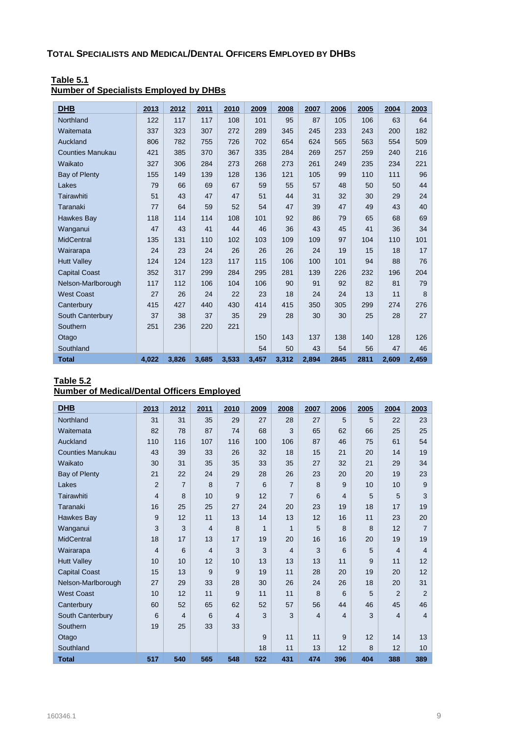## TOTAL SPECIALISTS AND MEDICAL/DENTAL OFFICERS EMPLOYED BY DHBS

**Table 5.1**
**Number of Specialists Employed by DHBs**

| DHB | 2013 | 2012 | 2011 | 2010 | 2009 | 2008 | 2007 | 2006 | 2005 | 2004 | 2003 |
|---|---|---|---|---|---|---|---|---|---|---|---|
| Northland | 122 | 117 | 117 | 108 | 101 | 95 | 87 | 105 | 106 | 63 | 64 |
| Waitemata | 337 | 323 | 307 | 272 | 289 | 345 | 245 | 233 | 243 | 200 | 182 |
| Auckland | 806 | 782 | 755 | 726 | 702 | 654 | 624 | 565 | 563 | 554 | 509 |
| Counties Manukau | 421 | 385 | 370 | 367 | 335 | 284 | 269 | 257 | 259 | 240 | 216 |
| Waikato | 327 | 306 | 284 | 273 | 268 | 273 | 261 | 249 | 235 | 234 | 221 |
| Bay of Plenty | 155 | 149 | 139 | 128 | 136 | 121 | 105 | 99 | 110 | 111 | 96 |
| Lakes | 79 | 66 | 69 | 67 | 59 | 55 | 57 | 48 | 50 | 50 | 44 |
| Tairawhiti | 51 | 43 | 47 | 47 | 51 | 44 | 31 | 32 | 30 | 29 | 24 |
| Taranaki | 77 | 64 | 59 | 52 | 54 | 47 | 39 | 47 | 49 | 43 | 40 |
| Hawkes Bay | 118 | 114 | 114 | 108 | 101 | 92 | 86 | 79 | 65 | 68 | 69 |
| Wanganui | 47 | 43 | 41 | 44 | 46 | 36 | 43 | 45 | 41 | 36 | 34 |
| MidCentral | 135 | 131 | 110 | 102 | 103 | 109 | 109 | 97 | 104 | 110 | 101 |
| Wairarapa | 24 | 23 | 24 | 26 | 26 | 26 | 24 | 19 | 15 | 18 | 17 |
| Hutt Valley | 124 | 124 | 123 | 117 | 115 | 106 | 100 | 101 | 94 | 88 | 76 |
| Capital Coast | 352 | 317 | 299 | 284 | 295 | 281 | 139 | 226 | 232 | 196 | 204 |
| Nelson-Marlborough | 117 | 112 | 106 | 104 | 106 | 90 | 91 | 92 | 82 | 81 | 79 |
| West Coast | 27 | 26 | 24 | 22 | 23 | 18 | 24 | 24 | 13 | 11 | 8 |
| Canterbury | 415 | 427 | 440 | 430 | 414 | 415 | 350 | 305 | 299 | 274 | 276 |
| South Canterbury | 37 | 38 | 37 | 35 | 29 | 28 | 30 | 30 | 25 | 28 | 27 |
| Southern | 251 | 236 | 220 | 221 | | | | | | | |
| Otago | | | | | 150 | 143 | 137 | 138 | 140 | 128 | 126 |
| Southland | | | | | 54 | 50 | 43 | 54 | 56 | 47 | 46 |
| **Total** | **4,022** | **3,826** | **3,685** | **3,533** | **3,457** | **3,312** | **2,894** | **2845** | **2811** | **2,609** | **2,459** |

**Table 5.2**
**Number of Medical/Dental Officers Employed**

| DHB | 2013 | 2012 | 2011 | 2010 | 2009 | 2008 | 2007 | 2006 | 2005 | 2004 | 2003 |
|---|---|---|---|---|---|---|---|---|---|---|---|
| Northland | 31 | 31 | 35 | 29 | 27 | 28 | 27 | 5 | 5 | 22 | 23 |
| Waitemata | 82 | 78 | 87 | 74 | 68 | 3 | 65 | 62 | 66 | 25 | 25 |
| Auckland | 110 | 116 | 107 | 116 | 100 | 106 | 87 | 46 | 75 | 61 | 54 |
| Counties Manukau | 43 | 39 | 33 | 26 | 32 | 18 | 15 | 21 | 20 | 14 | 19 |
| Waikato | 30 | 31 | 35 | 35 | 33 | 35 | 27 | 32 | 21 | 29 | 34 |
| Bay of Plenty | 21 | 22 | 24 | 29 | 28 | 26 | 23 | 20 | 20 | 19 | 23 |
| Lakes | 2 | 7 | 8 | 7 | 6 | 7 | 8 | 9 | 10 | 10 | 9 |
| Tairawhiti | 4 | 8 | 10 | 9 | 12 | 7 | 6 | 4 | 5 | 5 | 3 |
| Taranaki | 16 | 25 | 25 | 27 | 24 | 20 | 23 | 19 | 18 | 17 | 19 |
| Hawkes Bay | 9 | 12 | 11 | 13 | 14 | 13 | 12 | 16 | 11 | 23 | 20 |
| Wanganui | 3 | 3 | 4 | 8 | 1 | 1 | 5 | 8 | 8 | 12 | 7 |
| MidCentral | 18 | 17 | 13 | 17 | 19 | 20 | 16 | 16 | 20 | 19 | 19 |
| Wairarapa | 4 | 6 | 4 | 3 | 3 | 4 | 3 | 6 | 5 | 4 | 4 |
| Hutt Valley | 10 | 10 | 12 | 10 | 13 | 13 | 13 | 11 | 9 | 11 | 12 |
| Capital Coast | 15 | 13 | 9 | 9 | 19 | 11 | 28 | 20 | 19 | 20 | 12 |
| Nelson-Marlborough | 27 | 29 | 33 | 28 | 30 | 26 | 24 | 26 | 18 | 20 | 31 |
| West Coast | 10 | 12 | 11 | 9 | 11 | 11 | 8 | 6 | 5 | 2 | 2 |
| Canterbury | 60 | 52 | 65 | 62 | 52 | 57 | 56 | 44 | 46 | 45 | 46 |
| South Canterbury | 6 | 4 | 6 | 4 | 3 | 3 | 4 | 4 | 3 | 4 | 4 |
| Southern | 19 | 25 | 33 | 33 | | | | | | | |
| Otago | | | | | 9 | 11 | 11 | 9 | 12 | 14 | 13 |
| Southland | | | | | 18 | 11 | 13 | 12 | 8 | 12 | 10 |
| **Total** | **517** | **540** | **565** | **548** | **522** | **431** | **474** | **396** | **404** | **388** | **389** |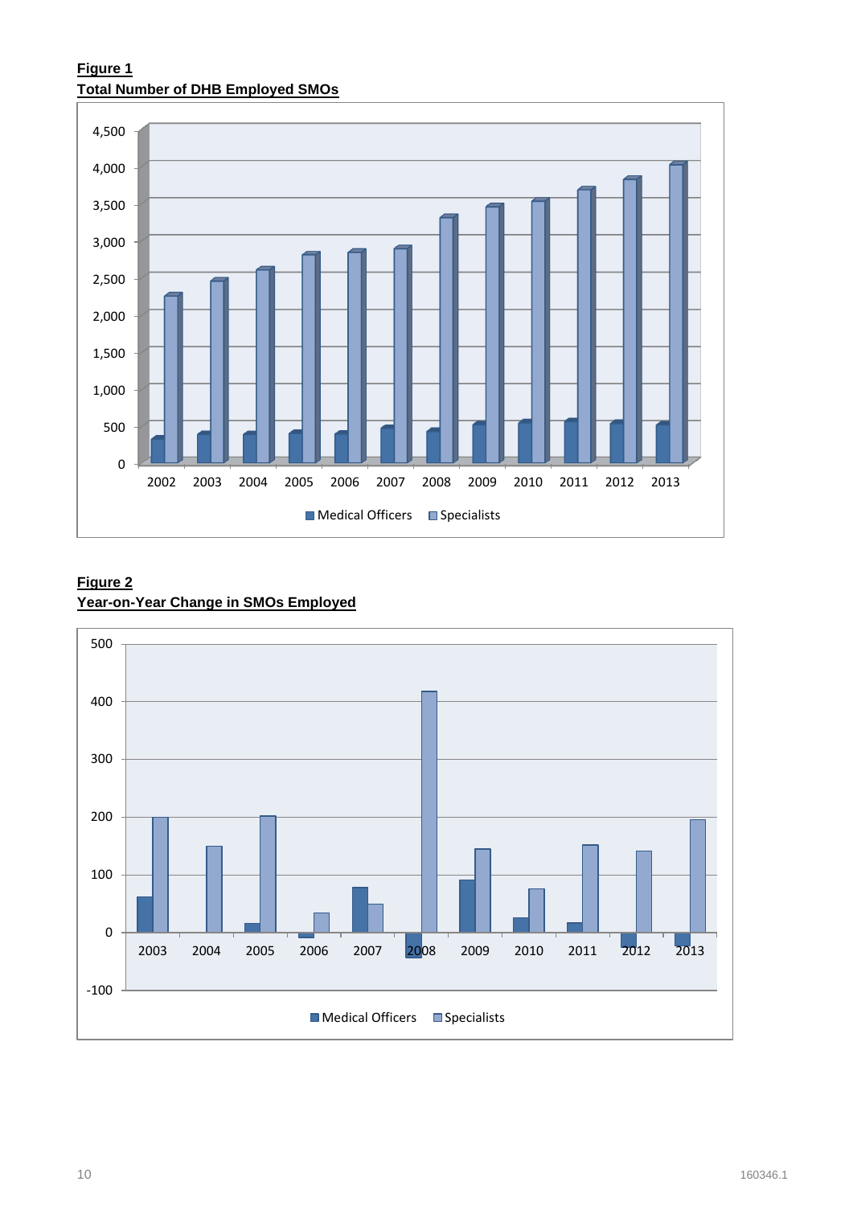**Figure 1**
**Total Number of DHB Employed SMOs**

**Figure 2**
**Year-on-Year Change in SMOs Employed**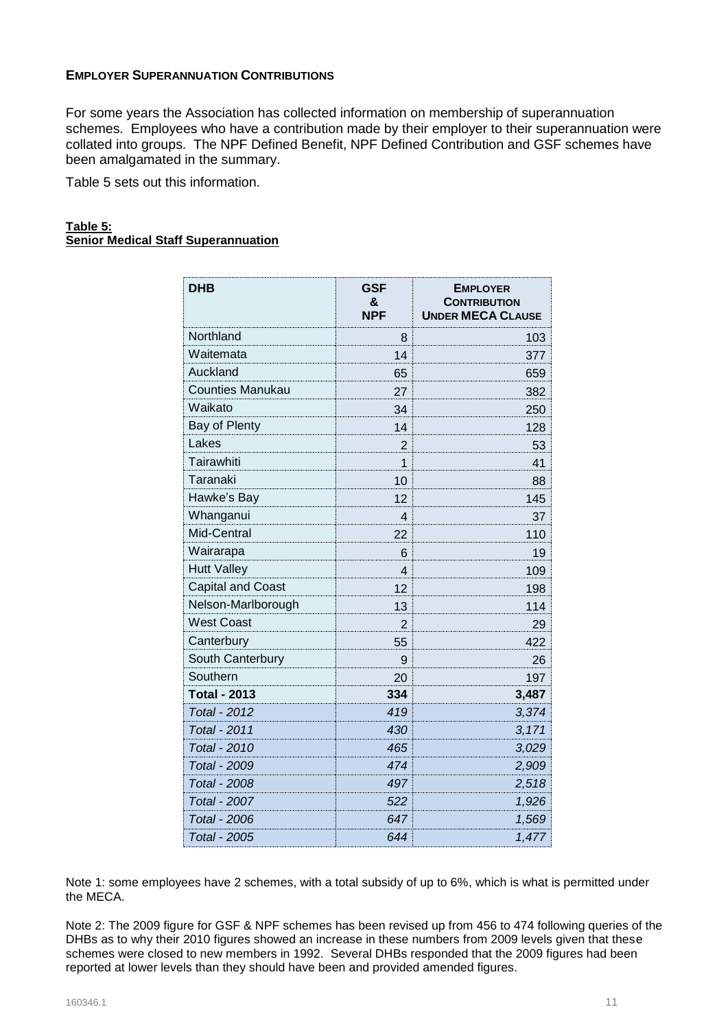**EMPLOYER SUPERANNUATION CONTRIBUTIONS**

For some years the Association has collected information on membership of superannuation schemes. Employees who have a contribution made by their employer to their superannuation were collated into groups. The NPF Defined Benefit, NPF Defined Contribution and GSF schemes have been amalgamated in the summary.

Table 5 sets out this information.

**Table 5:**
**Senior Medical Staff Superannuation**

| DHB | GSF & NPF | EMPLOYER CONTRIBUTION UNDER MECA CLAUSE |
|---|---|---|
| Northland | 8 | 103 |
| Waitemata | 14 | 377 |
| Auckland | 65 | 659 |
| Counties Manukau | 27 | 382 |
| Waikato | 34 | 250 |
| Bay of Plenty | 14 | 128 |
| Lakes | 2 | 53 |
| Tairawhiti | 1 | 41 |
| Taranaki | 10 | 88 |
| Hawke's Bay | 12 | 145 |
| Whanganui | 4 | 37 |
| Mid-Central | 22 | 110 |
| Wairarapa | 6 | 19 |
| Hutt Valley | 4 | 109 |
| Capital and Coast | 12 | 198 |
| Nelson-Marlborough | 13 | 114 |
| West Coast | 2 | 29 |
| Canterbury | 55 | 422 |
| South Canterbury | 9 | 26 |
| Southern | 20 | 197 |
| **Total - 2013** | **334** | **3,487** |
| *Total - 2012* | *419* | *3,374* |
| *Total - 2011* | *430* | *3,171* |
| *Total - 2010* | *465* | *3,029* |
| *Total - 2009* | *474* | *2,909* |
| *Total - 2008* | *497* | *2,518* |
| *Total - 2007* | *522* | *1,926* |
| *Total - 2006* | *647* | *1,569* |
| *Total - 2005* | *644* | *1,477* |

Note 1: some employees have 2 schemes, with a total subsidy of up to 6%, which is what is permitted under the MECA.

Note 2: The 2009 figure for GSF & NPF schemes has been revised up from 456 to 474 following queries of the DHBs as to why their 2010 figures showed an increase in these numbers from 2009 levels given that these schemes were closed to new members in 1992. Several DHBs responded that the 2009 figures had been reported at lower levels than they should have been and provided amended figures.